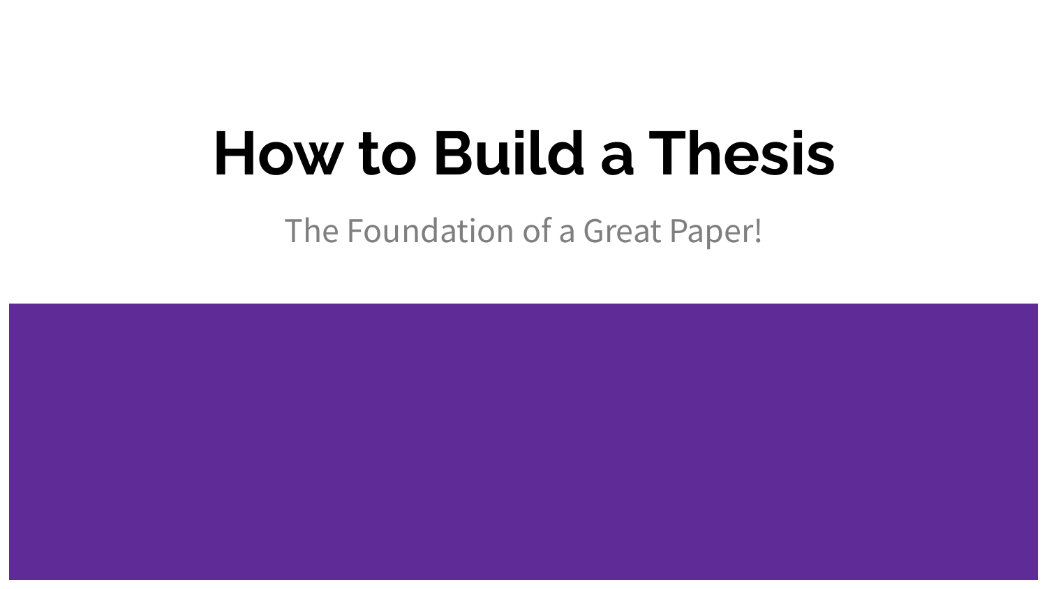# How to Build a Thesis

The Foundation of a Great Paper!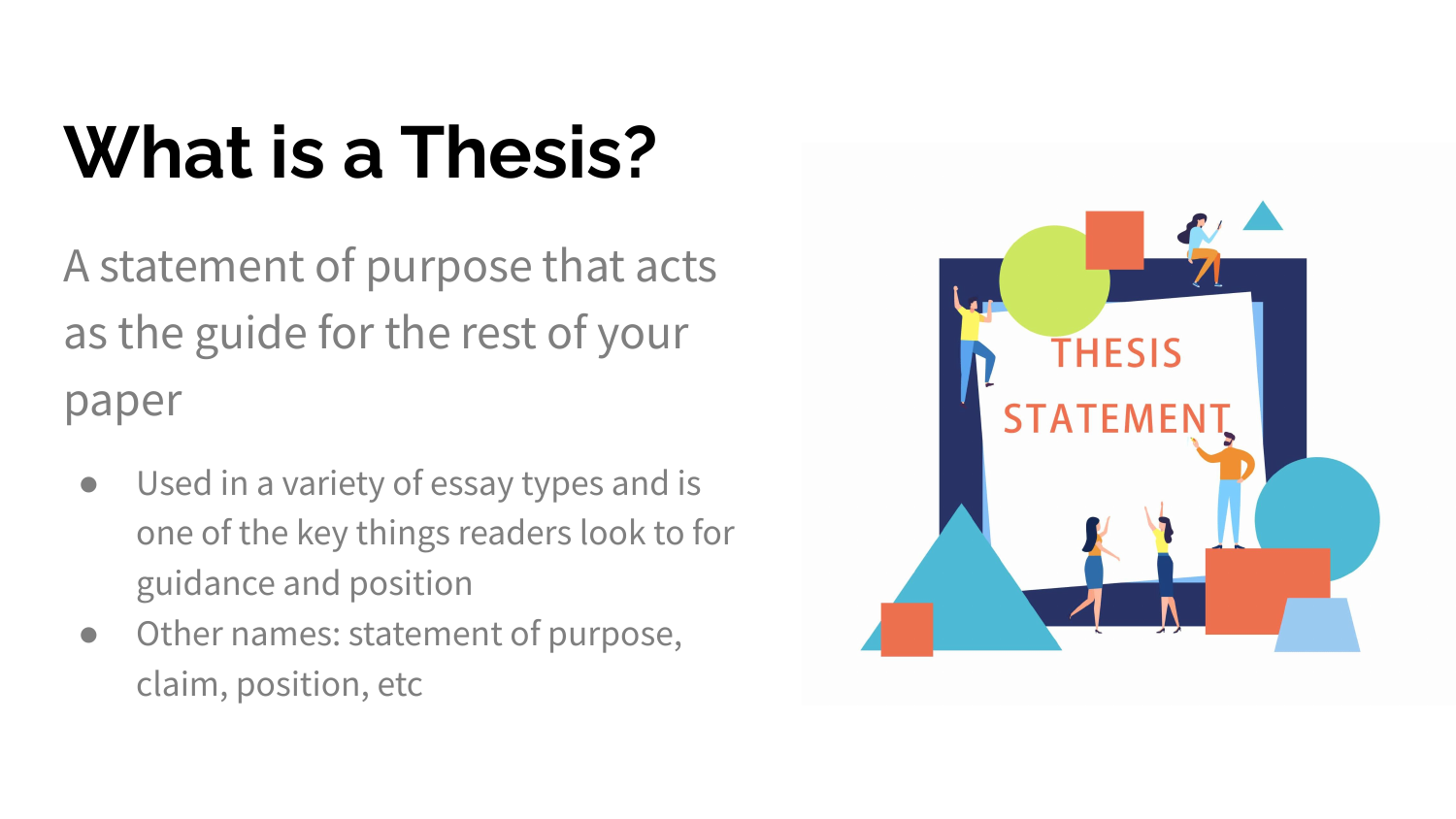# What is a Thesis?

A statement of purpose that acts as the guide for the rest of your paper

- Used in a variety of essay types and is one of the key things readers look to for guidance and position
- Other names: statement of purpose, claim, position, etc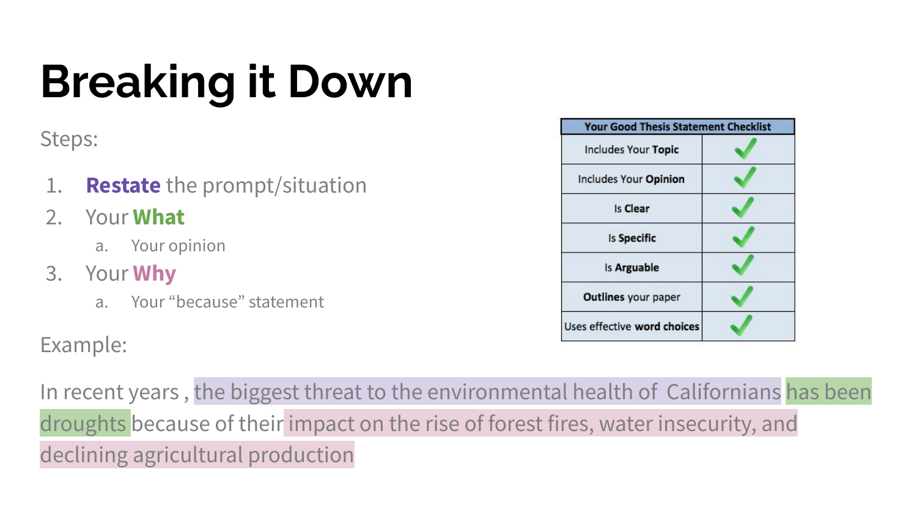# Breaking it Down

Steps:

1. **Restate** the prompt/situation
2. Your **What**
   a. Your opinion
3. Your **Why**
   a. Your "because" statement

| Your Good Thesis Statement Checklist | |
|---|---|
| Includes Your **Topic** | ✓ |
| Includes Your **Opinion** | ✓ |
| Is **Clear** | ✓ |
| Is **Specific** | ✓ |
| Is **Arguable** | ✓ |
| **Outlines** your paper | ✓ |
| Uses effective **word choices** | ✓ |

Example:

In recent years , the biggest threat to the environmental health of Californians has been droughts because of their impact on the rise of forest fires, water insecurity, and declining agricultural production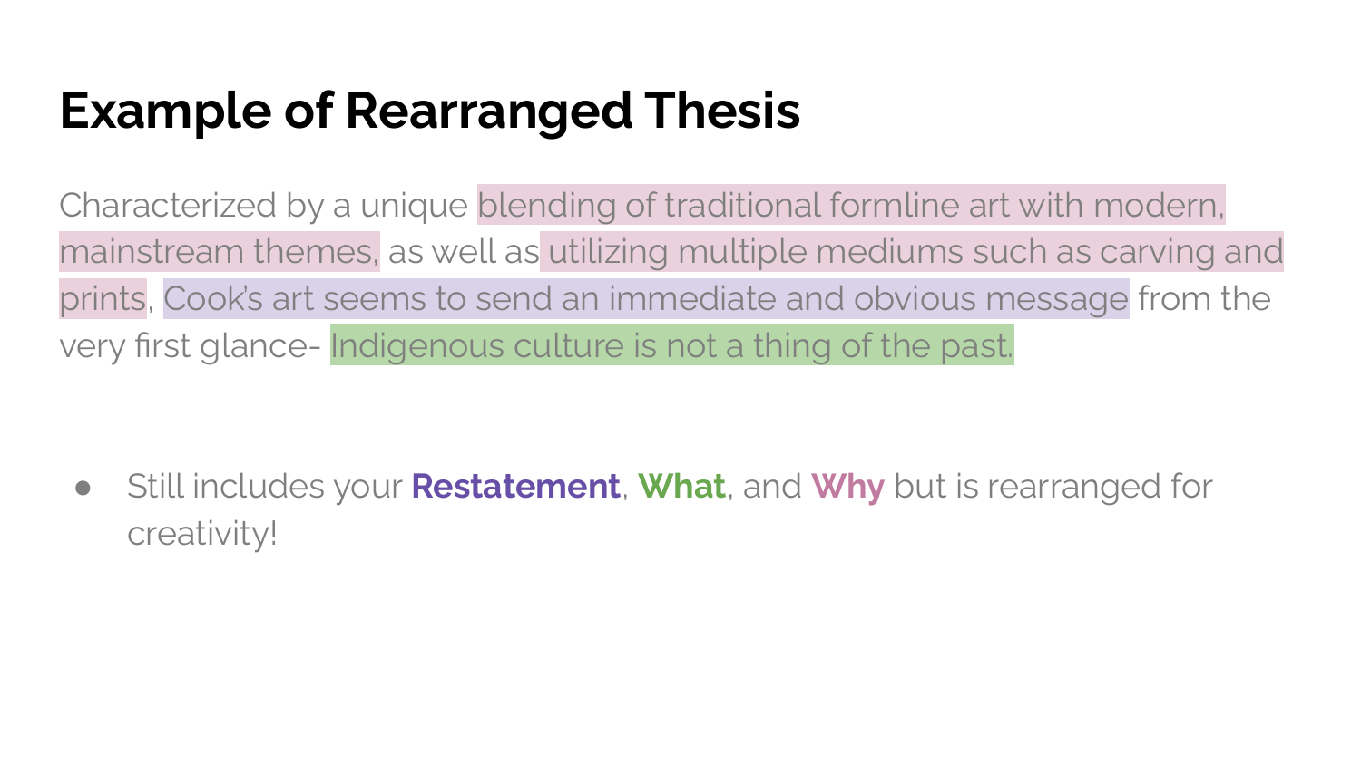# Example of Rearranged Thesis

Characterized by a unique blending of traditional formline art with modern, mainstream themes, as well as utilizing multiple mediums such as carving and prints, Cook's art seems to send an immediate and obvious message from the very first glance- Indigenous culture is not a thing of the past.

- Still includes your **Restatement**, **What**, and **Why** but is rearranged for creativity!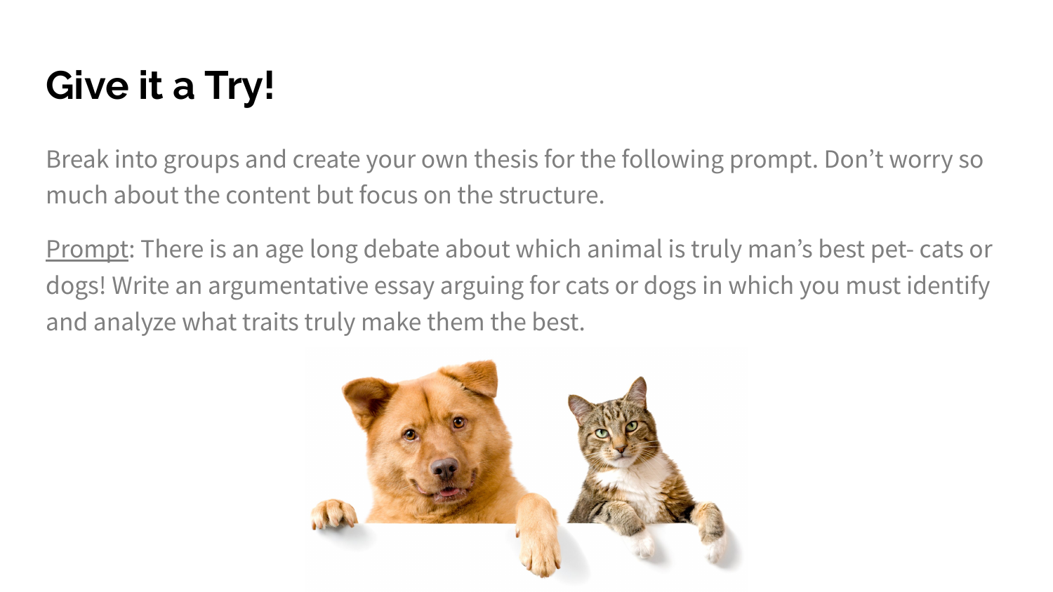# Give it a Try!

Break into groups and create your own thesis for the following prompt. Don't worry so much about the content but focus on the structure.

Prompt: There is an age long debate about which animal is truly man's best pet- cats or dogs! Write an argumentative essay arguing for cats or dogs in which you must identify and analyze what traits truly make them the best.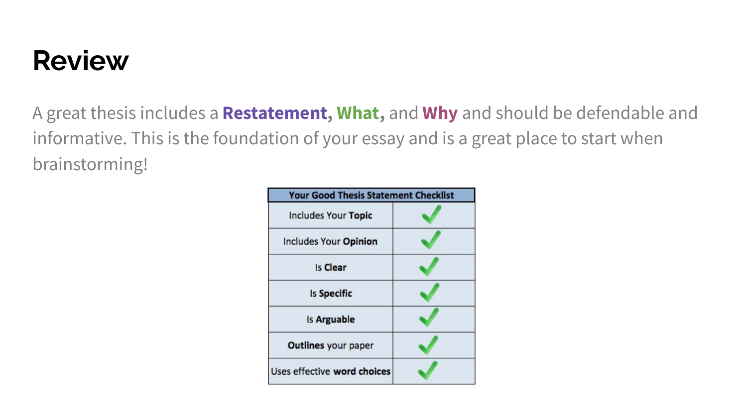# Review

A great thesis includes a **Restatement**, **What**, and **Why** and should be defendable and informative. This is the foundation of your essay and is a great place to start when brainstorming!

| Your Good Thesis Statement Checklist | |
|---|---|
| Includes Your **Topic** | ✓ |
| Includes Your **Opinion** | ✓ |
| Is **Clear** | ✓ |
| Is **Specific** | ✓ |
| Is **Arguable** | ✓ |
| **Outlines** your paper | ✓ |
| Uses effective **word choices** | ✓ |